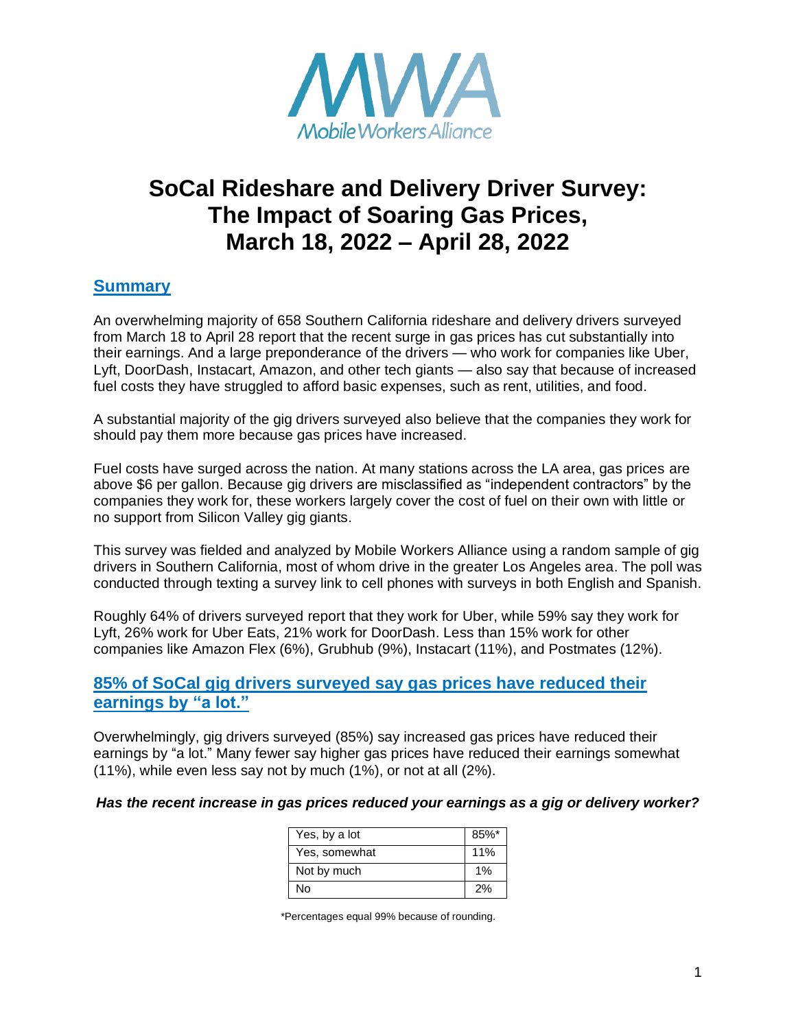Mobile Workers Alliance

# SoCal Rideshare and Delivery Driver Survey: The Impact of Soaring Gas Prices, March 18, 2022 – April 28, 2022

## Summary

An overwhelming majority of 658 Southern California rideshare and delivery drivers surveyed from March 18 to April 28 report that the recent surge in gas prices has cut substantially into their earnings. And a large preponderance of the drivers — who work for companies like Uber, Lyft, DoorDash, Instacart, Amazon, and other tech giants — also say that because of increased fuel costs they have struggled to afford basic expenses, such as rent, utilities, and food.

A substantial majority of the gig drivers surveyed also believe that the companies they work for should pay them more because gas prices have increased.

Fuel costs have surged across the nation. At many stations across the LA area, gas prices are above $6 per gallon. Because gig drivers are misclassified as "independent contractors" by the companies they work for, these workers largely cover the cost of fuel on their own with little or no support from Silicon Valley gig giants.

This survey was fielded and analyzed by Mobile Workers Alliance using a random sample of gig drivers in Southern California, most of whom drive in the greater Los Angeles area. The poll was conducted through texting a survey link to cell phones with surveys in both English and Spanish.

Roughly 64% of drivers surveyed report that they work for Uber, while 59% say they work for Lyft, 26% work for Uber Eats, 21% work for DoorDash. Less than 15% work for other companies like Amazon Flex (6%), Grubhub (9%), Instacart (11%), and Postmates (12%).

## 85% of SoCal gig drivers surveyed say gas prices have reduced their earnings by "a lot."

Overwhelmingly, gig drivers surveyed (85%) say increased gas prices have reduced their earnings by "a lot." Many fewer say higher gas prices have reduced their earnings somewhat (11%), while even less say not by much (1%), or not at all (2%).

***Has the recent increase in gas prices reduced your earnings as a gig or delivery worker?***

| Response | % |
|---|---|
| Yes, by a lot | 85%* |
| Yes, somewhat | 11% |
| Not by much | 1% |
| No | 2% |

*Percentages equal 99% because of rounding.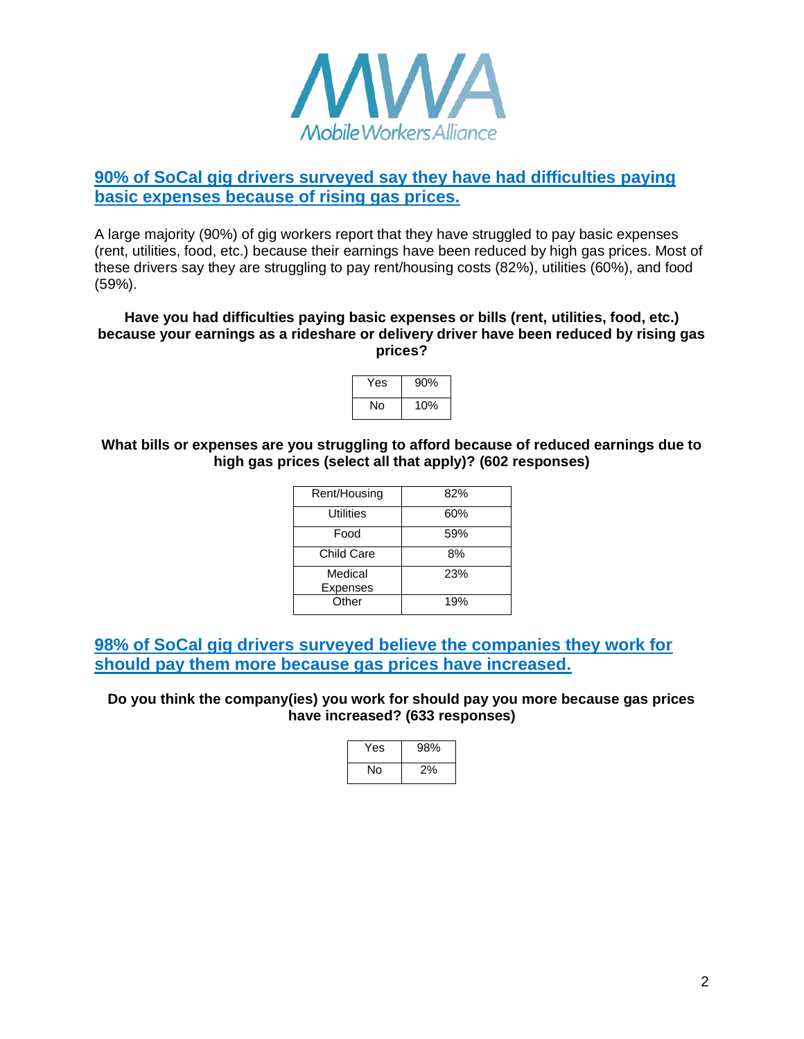Mobile Workers Alliance

## 90% of SoCal gig drivers surveyed say they have had difficulties paying basic expenses because of rising gas prices.

A large majority (90%) of gig workers report that they have struggled to pay basic expenses (rent, utilities, food, etc.) because their earnings have been reduced by high gas prices. Most of these drivers say they are struggling to pay rent/housing costs (82%), utilities (60%), and food (59%).

**Have you had difficulties paying basic expenses or bills (rent, utilities, food, etc.) because your earnings as a rideshare or delivery driver have been reduced by rising gas prices?**

| Yes | 90% |
|---|---|
| No | 10% |

**What bills or expenses are you struggling to afford because of reduced earnings due to high gas prices (select all that apply)? (602 responses)**

| Rent/Housing | 82% |
|---|---|
| Utilities | 60% |
| Food | 59% |
| Child Care | 8% |
| Medical Expenses | 23% |
| Other | 19% |

## 98% of SoCal gig drivers surveyed believe the companies they work for should pay them more because gas prices have increased.

**Do you think the company(ies) you work for should pay you more because gas prices have increased? (633 responses)**

| Yes | 98% |
|---|---|
| No | 2% |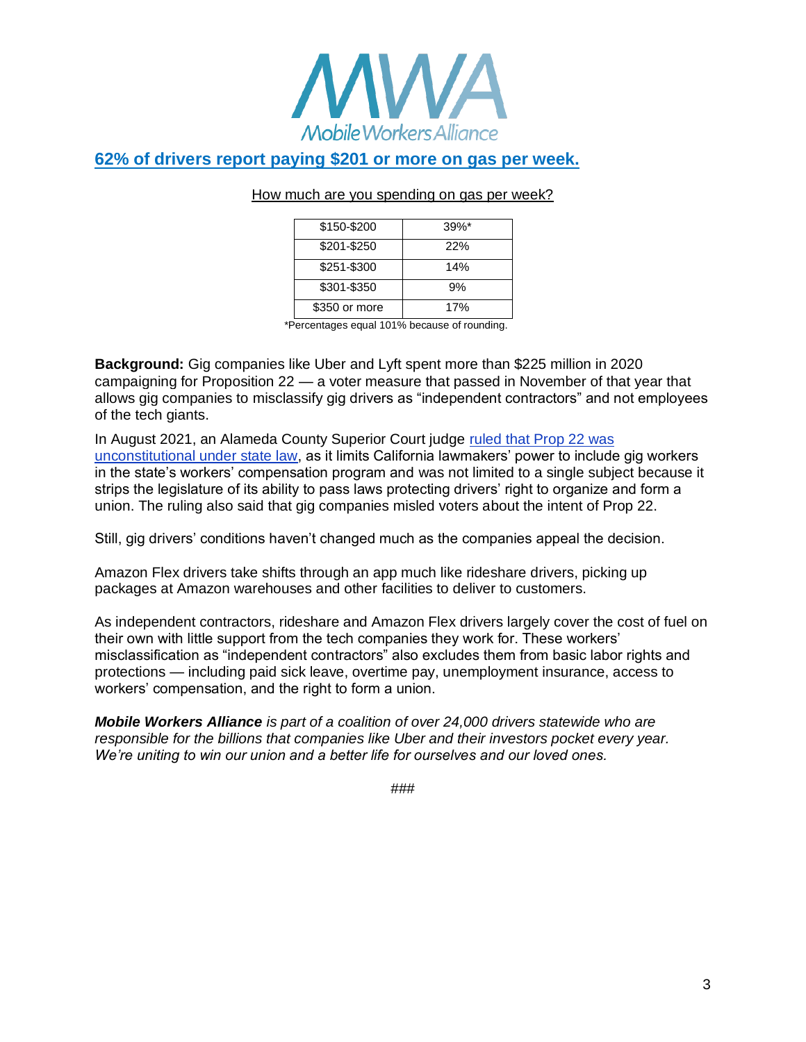Mobile Workers Alliance

## 62% of drivers report paying $201 or more on gas per week.

How much are you spending on gas per week?

| | |
|---|---|
| $150-$200 | 39%* |
| $201-$250 | 22% |
| $251-$300 | 14% |
| $301-$350 | 9% |
| $350 or more | 17% |

*Percentages equal 101% because of rounding.

**Background:** Gig companies like Uber and Lyft spent more than $225 million in 2020 campaigning for Proposition 22 — a voter measure that passed in November of that year that allows gig companies to misclassify gig drivers as "independent contractors" and not employees of the tech giants.

In August 2021, an Alameda County Superior Court judge ruled that Prop 22 was unconstitutional under state law, as it limits California lawmakers' power to include gig workers in the state's workers' compensation program and was not limited to a single subject because it strips the legislature of its ability to pass laws protecting drivers' right to organize and form a union. The ruling also said that gig companies misled voters about the intent of Prop 22.

Still, gig drivers' conditions haven't changed much as the companies appeal the decision.

Amazon Flex drivers take shifts through an app much like rideshare drivers, picking up packages at Amazon warehouses and other facilities to deliver to customers.

As independent contractors, rideshare and Amazon Flex drivers largely cover the cost of fuel on their own with little support from the tech companies they work for. These workers' misclassification as "independent contractors" also excludes them from basic labor rights and protections — including paid sick leave, overtime pay, unemployment insurance, access to workers' compensation, and the right to form a union.

***Mobile Workers Alliance** is part of a coalition of over 24,000 drivers statewide who are responsible for the billions that companies like Uber and their investors pocket every year. We're uniting to win our union and a better life for ourselves and our loved ones.*

###